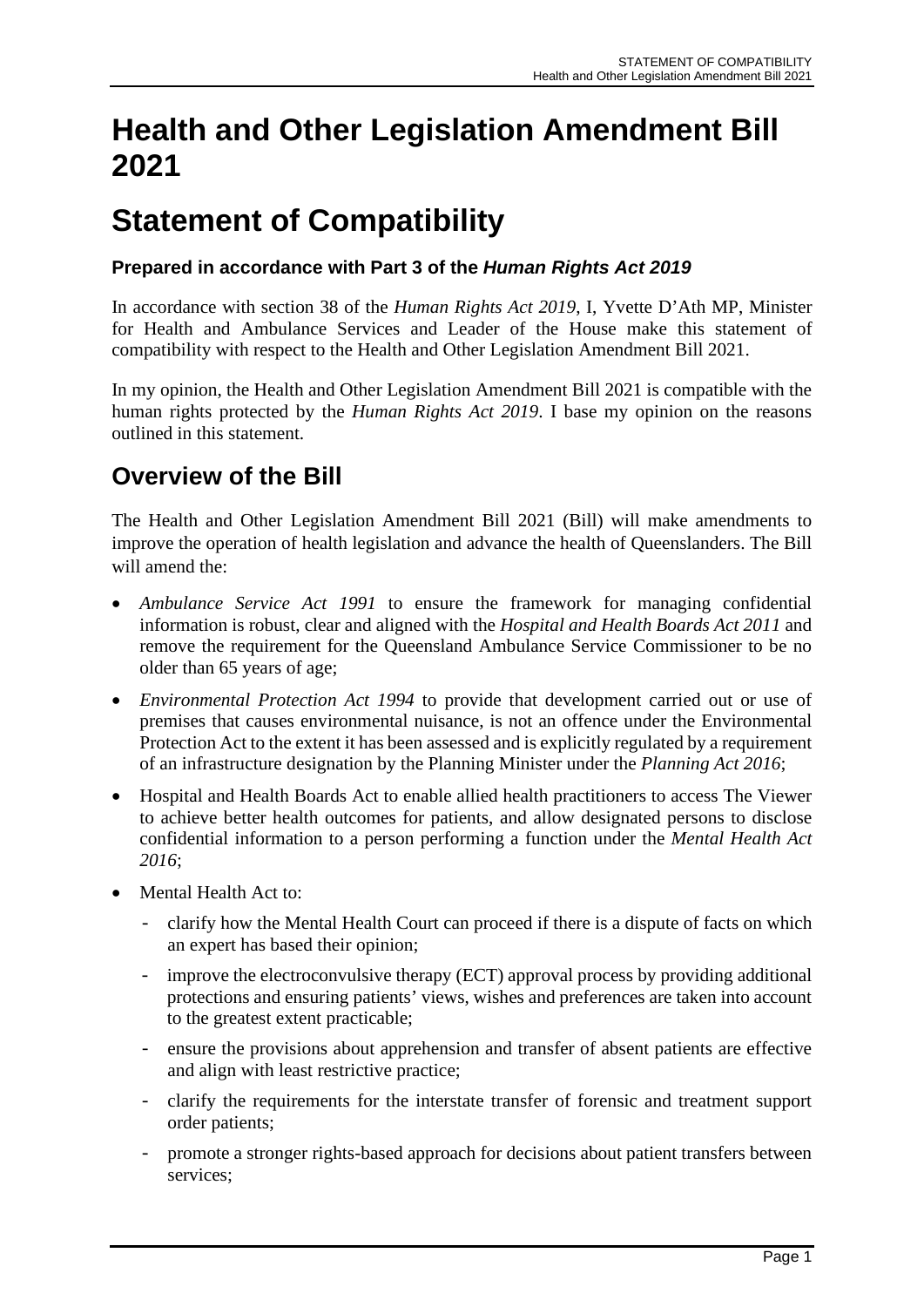# Health and Other Legislation Amendment Bill 2021

# Statement of Compatibility

### Prepared in accordance with Part 3 of the *Human Rights Act 2019*

In accordance with section 38 of the *Human Rights Act 2019*, I, Yvette D'Ath MP, Minister for Health and Ambulance Services and Leader of the House make this statement of compatibility with respect to the Health and Other Legislation Amendment Bill 2021.

In my opinion, the Health and Other Legislation Amendment Bill 2021 is compatible with the human rights protected by the *Human Rights Act 2019*. I base my opinion on the reasons outlined in this statement.

## Overview of the Bill

The Health and Other Legislation Amendment Bill 2021 (Bill) will make amendments to improve the operation of health legislation and advance the health of Queenslanders. The Bill will amend the:

- *Ambulance Service Act 1991* to ensure the framework for managing confidential information is robust, clear and aligned with the *Hospital and Health Boards Act 2011* and remove the requirement for the Queensland Ambulance Service Commissioner to be no older than 65 years of age;
- *Environmental Protection Act 1994* to provide that development carried out or use of premises that causes environmental nuisance, is not an offence under the Environmental Protection Act to the extent it has been assessed and is explicitly regulated by a requirement of an infrastructure designation by the Planning Minister under the *Planning Act 2016*;
- Hospital and Health Boards Act to enable allied health practitioners to access The Viewer to achieve better health outcomes for patients, and allow designated persons to disclose confidential information to a person performing a function under the *Mental Health Act 2016*;
- Mental Health Act to:
  - clarify how the Mental Health Court can proceed if there is a dispute of facts on which an expert has based their opinion;
  - improve the electroconvulsive therapy (ECT) approval process by providing additional protections and ensuring patients' views, wishes and preferences are taken into account to the greatest extent practicable;
  - ensure the provisions about apprehension and transfer of absent patients are effective and align with least restrictive practice;
  - clarify the requirements for the interstate transfer of forensic and treatment support order patients;
  - promote a stronger rights-based approach for decisions about patient transfers between services;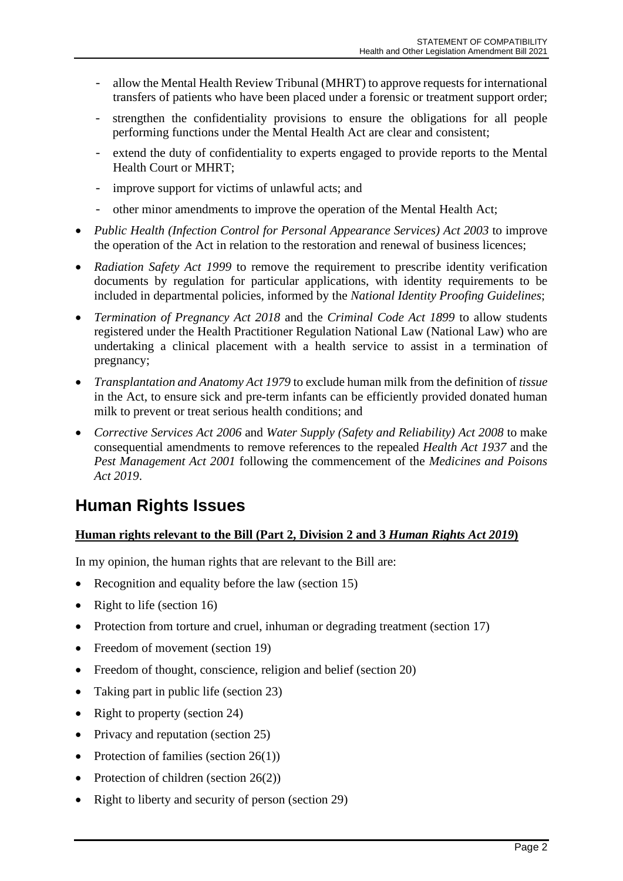- allow the Mental Health Review Tribunal (MHRT) to approve requests for international transfers of patients who have been placed under a forensic or treatment support order;
- strengthen the confidentiality provisions to ensure the obligations for all people performing functions under the Mental Health Act are clear and consistent;
- extend the duty of confidentiality to experts engaged to provide reports to the Mental Health Court or MHRT;
- improve support for victims of unlawful acts; and
- other minor amendments to improve the operation of the Mental Health Act;

- *Public Health (Infection Control for Personal Appearance Services) Act 2003* to improve the operation of the Act in relation to the restoration and renewal of business licences;
- *Radiation Safety Act 1999* to remove the requirement to prescribe identity verification documents by regulation for particular applications, with identity requirements to be included in departmental policies, informed by the *National Identity Proofing Guidelines*;
- *Termination of Pregnancy Act 2018* and the *Criminal Code Act 1899* to allow students registered under the Health Practitioner Regulation National Law (National Law) who are undertaking a clinical placement with a health service to assist in a termination of pregnancy;
- *Transplantation and Anatomy Act 1979* to exclude human milk from the definition of *tissue* in the Act, to ensure sick and pre-term infants can be efficiently provided donated human milk to prevent or treat serious health conditions; and
- *Corrective Services Act 2006* and *Water Supply (Safety and Reliability) Act 2008* to make consequential amendments to remove references to the repealed *Health Act 1937* and the *Pest Management Act 2001* following the commencement of the *Medicines and Poisons Act 2019*.

## Human Rights Issues

**Human rights relevant to the Bill (Part 2, Division 2 and 3 *Human Rights Act 2019*)**

In my opinion, the human rights that are relevant to the Bill are:

- Recognition and equality before the law (section 15)
- Right to life (section 16)
- Protection from torture and cruel, inhuman or degrading treatment (section 17)
- Freedom of movement (section 19)
- Freedom of thought, conscience, religion and belief (section 20)
- Taking part in public life (section 23)
- Right to property (section 24)
- Privacy and reputation (section 25)
- Protection of families (section 26(1))
- Protection of children (section 26(2))
- Right to liberty and security of person (section 29)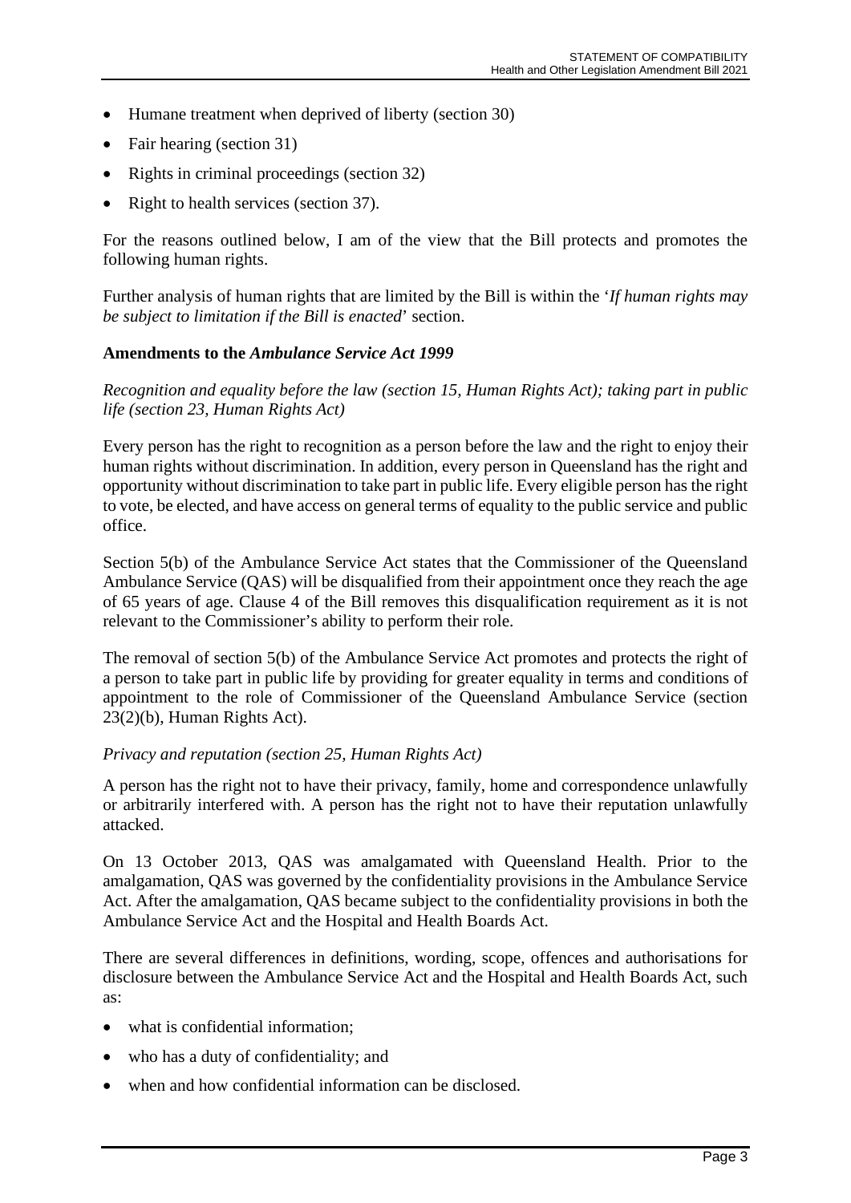- Humane treatment when deprived of liberty (section 30)
- Fair hearing (section 31)
- Rights in criminal proceedings (section 32)
- Right to health services (section 37).

For the reasons outlined below, I am of the view that the Bill protects and promotes the following human rights.

Further analysis of human rights that are limited by the Bill is within the '*If human rights may be subject to limitation if the Bill is enacted*' section.

**Amendments to the *Ambulance Service Act 1999***

*Recognition and equality before the law (section 15, Human Rights Act); taking part in public life (section 23, Human Rights Act)*

Every person has the right to recognition as a person before the law and the right to enjoy their human rights without discrimination. In addition, every person in Queensland has the right and opportunity without discrimination to take part in public life. Every eligible person has the right to vote, be elected, and have access on general terms of equality to the public service and public office.

Section 5(b) of the Ambulance Service Act states that the Commissioner of the Queensland Ambulance Service (QAS) will be disqualified from their appointment once they reach the age of 65 years of age. Clause 4 of the Bill removes this disqualification requirement as it is not relevant to the Commissioner's ability to perform their role.

The removal of section 5(b) of the Ambulance Service Act promotes and protects the right of a person to take part in public life by providing for greater equality in terms and conditions of appointment to the role of Commissioner of the Queensland Ambulance Service (section 23(2)(b), Human Rights Act).

*Privacy and reputation (section 25, Human Rights Act)*

A person has the right not to have their privacy, family, home and correspondence unlawfully or arbitrarily interfered with. A person has the right not to have their reputation unlawfully attacked.

On 13 October 2013, QAS was amalgamated with Queensland Health. Prior to the amalgamation, QAS was governed by the confidentiality provisions in the Ambulance Service Act. After the amalgamation, QAS became subject to the confidentiality provisions in both the Ambulance Service Act and the Hospital and Health Boards Act.

There are several differences in definitions, wording, scope, offences and authorisations for disclosure between the Ambulance Service Act and the Hospital and Health Boards Act, such as:

- what is confidential information;
- who has a duty of confidentiality; and
- when and how confidential information can be disclosed.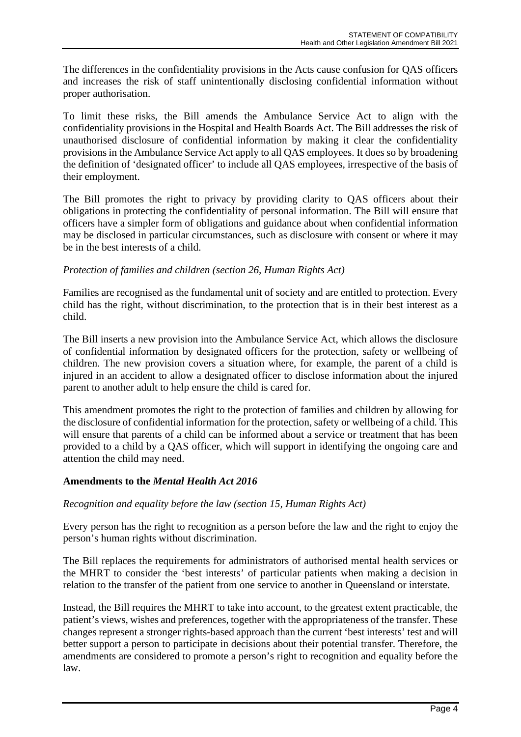The differences in the confidentiality provisions in the Acts cause confusion for QAS officers and increases the risk of staff unintentionally disclosing confidential information without proper authorisation.

To limit these risks, the Bill amends the Ambulance Service Act to align with the confidentiality provisions in the Hospital and Health Boards Act. The Bill addresses the risk of unauthorised disclosure of confidential information by making it clear the confidentiality provisions in the Ambulance Service Act apply to all QAS employees. It does so by broadening the definition of 'designated officer' to include all QAS employees, irrespective of the basis of their employment.

The Bill promotes the right to privacy by providing clarity to QAS officers about their obligations in protecting the confidentiality of personal information. The Bill will ensure that officers have a simpler form of obligations and guidance about when confidential information may be disclosed in particular circumstances, such as disclosure with consent or where it may be in the best interests of a child.

*Protection of families and children (section 26, Human Rights Act)*

Families are recognised as the fundamental unit of society and are entitled to protection. Every child has the right, without discrimination, to the protection that is in their best interest as a child.

The Bill inserts a new provision into the Ambulance Service Act, which allows the disclosure of confidential information by designated officers for the protection, safety or wellbeing of children. The new provision covers a situation where, for example, the parent of a child is injured in an accident to allow a designated officer to disclose information about the injured parent to another adult to help ensure the child is cared for.

This amendment promotes the right to the protection of families and children by allowing for the disclosure of confidential information for the protection, safety or wellbeing of a child. This will ensure that parents of a child can be informed about a service or treatment that has been provided to a child by a QAS officer, which will support in identifying the ongoing care and attention the child may need.

**Amendments to the *Mental Health Act 2016***

*Recognition and equality before the law (section 15, Human Rights Act)*

Every person has the right to recognition as a person before the law and the right to enjoy the person's human rights without discrimination.

The Bill replaces the requirements for administrators of authorised mental health services or the MHRT to consider the 'best interests' of particular patients when making a decision in relation to the transfer of the patient from one service to another in Queensland or interstate.

Instead, the Bill requires the MHRT to take into account, to the greatest extent practicable, the patient's views, wishes and preferences, together with the appropriateness of the transfer. These changes represent a stronger rights-based approach than the current 'best interests' test and will better support a person to participate in decisions about their potential transfer. Therefore, the amendments are considered to promote a person's right to recognition and equality before the law.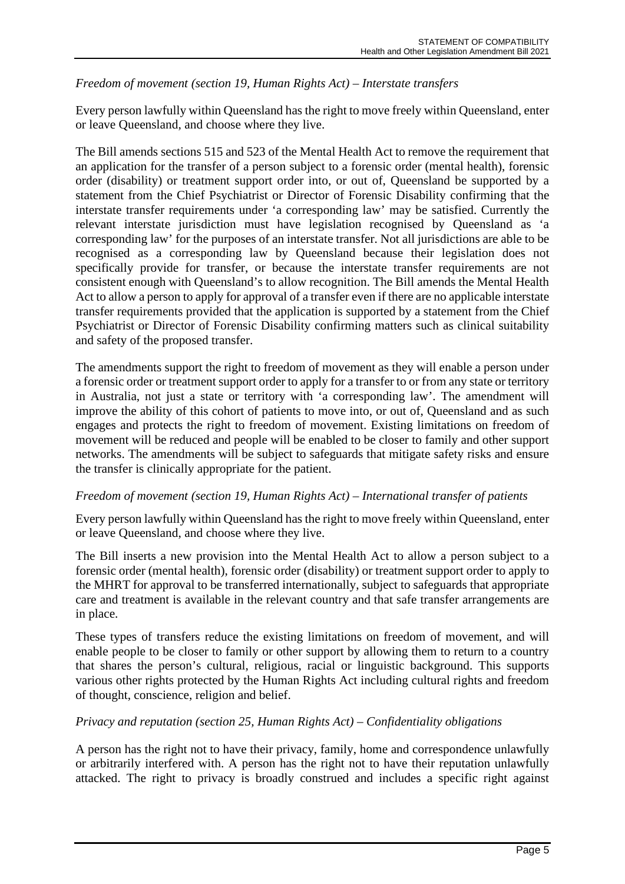*Freedom of movement (section 19, Human Rights Act) – Interstate transfers*

Every person lawfully within Queensland has the right to move freely within Queensland, enter or leave Queensland, and choose where they live.

The Bill amends sections 515 and 523 of the Mental Health Act to remove the requirement that an application for the transfer of a person subject to a forensic order (mental health), forensic order (disability) or treatment support order into, or out of, Queensland be supported by a statement from the Chief Psychiatrist or Director of Forensic Disability confirming that the interstate transfer requirements under 'a corresponding law' may be satisfied. Currently the relevant interstate jurisdiction must have legislation recognised by Queensland as 'a corresponding law' for the purposes of an interstate transfer. Not all jurisdictions are able to be recognised as a corresponding law by Queensland because their legislation does not specifically provide for transfer, or because the interstate transfer requirements are not consistent enough with Queensland's to allow recognition. The Bill amends the Mental Health Act to allow a person to apply for approval of a transfer even if there are no applicable interstate transfer requirements provided that the application is supported by a statement from the Chief Psychiatrist or Director of Forensic Disability confirming matters such as clinical suitability and safety of the proposed transfer.

The amendments support the right to freedom of movement as they will enable a person under a forensic order or treatment support order to apply for a transfer to or from any state or territory in Australia, not just a state or territory with 'a corresponding law'. The amendment will improve the ability of this cohort of patients to move into, or out of, Queensland and as such engages and protects the right to freedom of movement. Existing limitations on freedom of movement will be reduced and people will be enabled to be closer to family and other support networks. The amendments will be subject to safeguards that mitigate safety risks and ensure the transfer is clinically appropriate for the patient.

*Freedom of movement (section 19, Human Rights Act) – International transfer of patients*

Every person lawfully within Queensland has the right to move freely within Queensland, enter or leave Queensland, and choose where they live.

The Bill inserts a new provision into the Mental Health Act to allow a person subject to a forensic order (mental health), forensic order (disability) or treatment support order to apply to the MHRT for approval to be transferred internationally, subject to safeguards that appropriate care and treatment is available in the relevant country and that safe transfer arrangements are in place.

These types of transfers reduce the existing limitations on freedom of movement, and will enable people to be closer to family or other support by allowing them to return to a country that shares the person's cultural, religious, racial or linguistic background. This supports various other rights protected by the Human Rights Act including cultural rights and freedom of thought, conscience, religion and belief.

*Privacy and reputation (section 25, Human Rights Act) – Confidentiality obligations*

A person has the right not to have their privacy, family, home and correspondence unlawfully or arbitrarily interfered with. A person has the right not to have their reputation unlawfully attacked. The right to privacy is broadly construed and includes a specific right against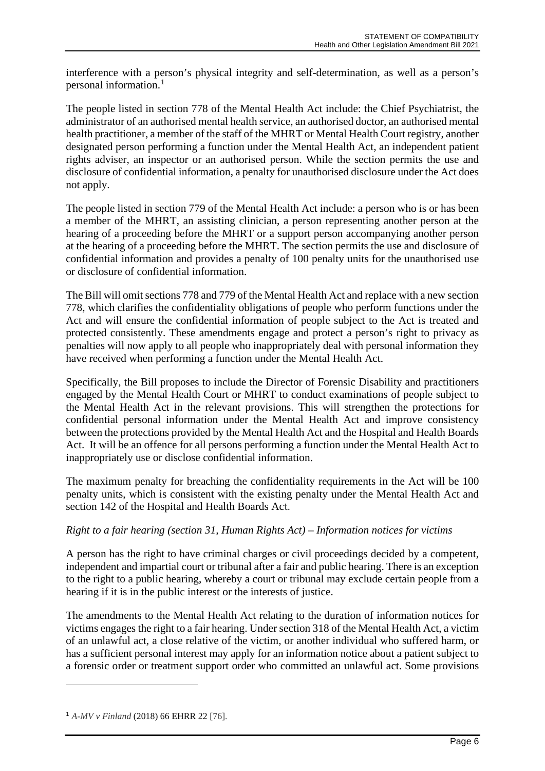interference with a person's physical integrity and self-determination, as well as a person's personal information.[1]

The people listed in section 778 of the Mental Health Act include: the Chief Psychiatrist, the administrator of an authorised mental health service, an authorised doctor, an authorised mental health practitioner, a member of the staff of the MHRT or Mental Health Court registry, another designated person performing a function under the Mental Health Act, an independent patient rights adviser, an inspector or an authorised person. While the section permits the use and disclosure of confidential information, a penalty for unauthorised disclosure under the Act does not apply.

The people listed in section 779 of the Mental Health Act include: a person who is or has been a member of the MHRT, an assisting clinician, a person representing another person at the hearing of a proceeding before the MHRT or a support person accompanying another person at the hearing of a proceeding before the MHRT. The section permits the use and disclosure of confidential information and provides a penalty of 100 penalty units for the unauthorised use or disclosure of confidential information.

The Bill will omit sections 778 and 779 of the Mental Health Act and replace with a new section 778, which clarifies the confidentiality obligations of people who perform functions under the Act and will ensure the confidential information of people subject to the Act is treated and protected consistently. These amendments engage and protect a person's right to privacy as penalties will now apply to all people who inappropriately deal with personal information they have received when performing a function under the Mental Health Act.

Specifically, the Bill proposes to include the Director of Forensic Disability and practitioners engaged by the Mental Health Court or MHRT to conduct examinations of people subject to the Mental Health Act in the relevant provisions. This will strengthen the protections for confidential personal information under the Mental Health Act and improve consistency between the protections provided by the Mental Health Act and the Hospital and Health Boards Act. It will be an offence for all persons performing a function under the Mental Health Act to inappropriately use or disclose confidential information.

The maximum penalty for breaching the confidentiality requirements in the Act will be 100 penalty units, which is consistent with the existing penalty under the Mental Health Act and section 142 of the Hospital and Health Boards Act.

*Right to a fair hearing (section 31, Human Rights Act) – Information notices for victims*

A person has the right to have criminal charges or civil proceedings decided by a competent, independent and impartial court or tribunal after a fair and public hearing. There is an exception to the right to a public hearing, whereby a court or tribunal may exclude certain people from a hearing if it is in the public interest or the interests of justice.

The amendments to the Mental Health Act relating to the duration of information notices for victims engages the right to a fair hearing. Under section 318 of the Mental Health Act, a victim of an unlawful act, a close relative of the victim, or another individual who suffered harm, or has a sufficient personal interest may apply for an information notice about a patient subject to a forensic order or treatment support order who committed an unlawful act. Some provisions

[1] *A-MV v Finland* (2018) 66 EHRR 22 [76].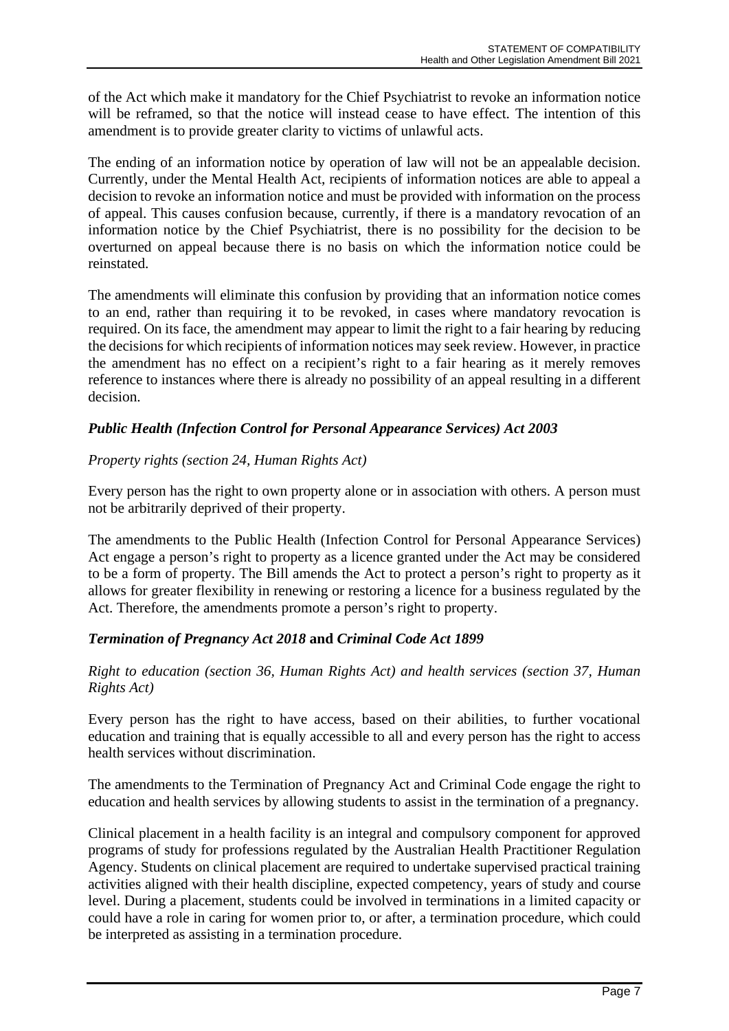of the Act which make it mandatory for the Chief Psychiatrist to revoke an information notice will be reframed, so that the notice will instead cease to have effect. The intention of this amendment is to provide greater clarity to victims of unlawful acts.

The ending of an information notice by operation of law will not be an appealable decision. Currently, under the Mental Health Act, recipients of information notices are able to appeal a decision to revoke an information notice and must be provided with information on the process of appeal. This causes confusion because, currently, if there is a mandatory revocation of an information notice by the Chief Psychiatrist, there is no possibility for the decision to be overturned on appeal because there is no basis on which the information notice could be reinstated.

The amendments will eliminate this confusion by providing that an information notice comes to an end, rather than requiring it to be revoked, in cases where mandatory revocation is required. On its face, the amendment may appear to limit the right to a fair hearing by reducing the decisions for which recipients of information notices may seek review. However, in practice the amendment has no effect on a recipient's right to a fair hearing as it merely removes reference to instances where there is already no possibility of an appeal resulting in a different decision.

### *Public Health (Infection Control for Personal Appearance Services) Act 2003*

*Property rights (section 24, Human Rights Act)*

Every person has the right to own property alone or in association with others. A person must not be arbitrarily deprived of their property.

The amendments to the Public Health (Infection Control for Personal Appearance Services) Act engage a person's right to property as a licence granted under the Act may be considered to be a form of property. The Bill amends the Act to protect a person's right to property as it allows for greater flexibility in renewing or restoring a licence for a business regulated by the Act. Therefore, the amendments promote a person's right to property.

### *Termination of Pregnancy Act 2018* and *Criminal Code Act 1899*

*Right to education (section 36, Human Rights Act) and health services (section 37, Human Rights Act)*

Every person has the right to have access, based on their abilities, to further vocational education and training that is equally accessible to all and every person has the right to access health services without discrimination.

The amendments to the Termination of Pregnancy Act and Criminal Code engage the right to education and health services by allowing students to assist in the termination of a pregnancy.

Clinical placement in a health facility is an integral and compulsory component for approved programs of study for professions regulated by the Australian Health Practitioner Regulation Agency. Students on clinical placement are required to undertake supervised practical training activities aligned with their health discipline, expected competency, years of study and course level. During a placement, students could be involved in terminations in a limited capacity or could have a role in caring for women prior to, or after, a termination procedure, which could be interpreted as assisting in a termination procedure.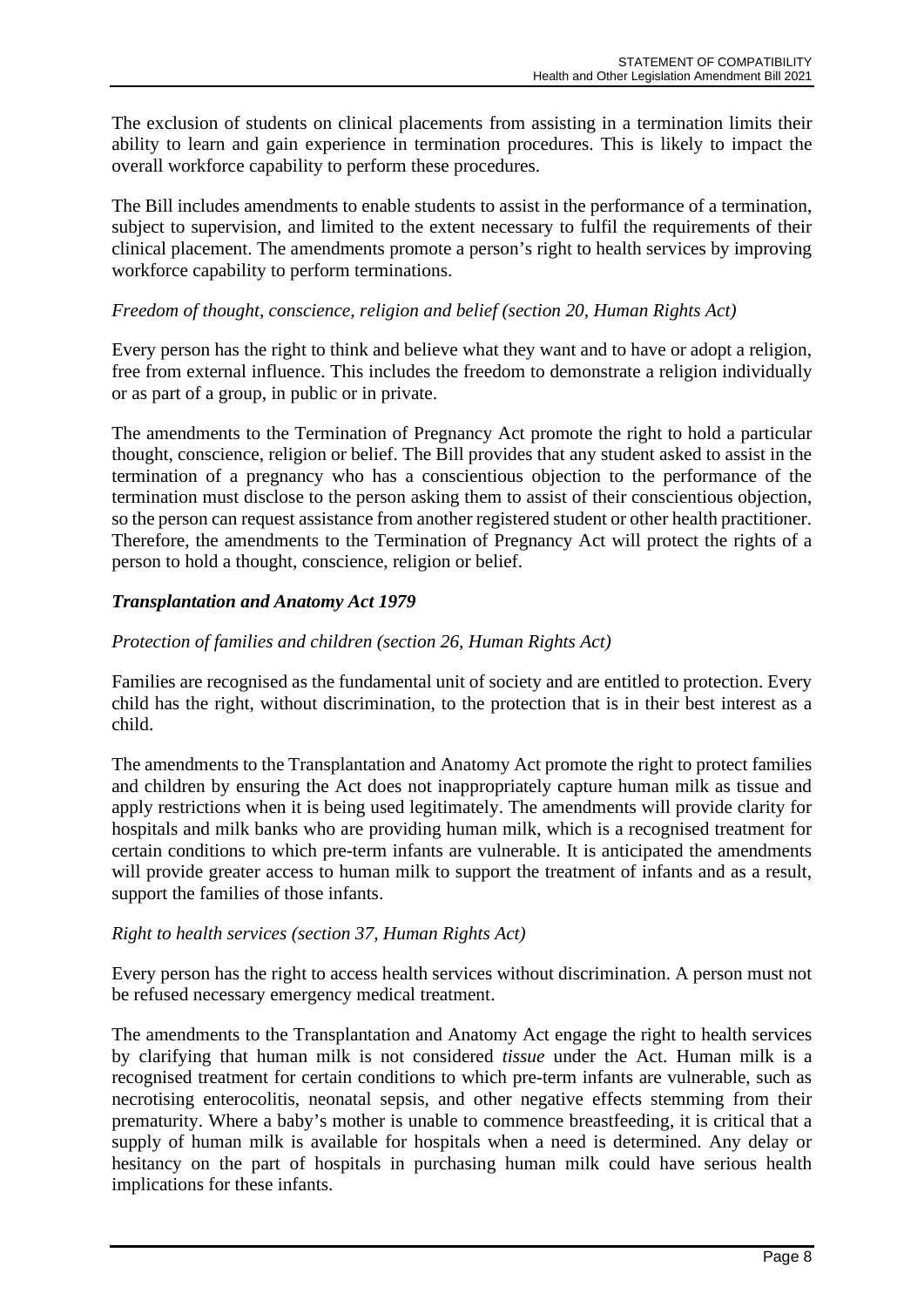The exclusion of students on clinical placements from assisting in a termination limits their ability to learn and gain experience in termination procedures. This is likely to impact the overall workforce capability to perform these procedures.

The Bill includes amendments to enable students to assist in the performance of a termination, subject to supervision, and limited to the extent necessary to fulfil the requirements of their clinical placement. The amendments promote a person's right to health services by improving workforce capability to perform terminations.

*Freedom of thought, conscience, religion and belief (section 20, Human Rights Act)*

Every person has the right to think and believe what they want and to have or adopt a religion, free from external influence. This includes the freedom to demonstrate a religion individually or as part of a group, in public or in private.

The amendments to the Termination of Pregnancy Act promote the right to hold a particular thought, conscience, religion or belief. The Bill provides that any student asked to assist in the termination of a pregnancy who has a conscientious objection to the performance of the termination must disclose to the person asking them to assist of their conscientious objection, so the person can request assistance from another registered student or other health practitioner. Therefore, the amendments to the Termination of Pregnancy Act will protect the rights of a person to hold a thought, conscience, religion or belief.

***Transplantation and Anatomy Act 1979***

*Protection of families and children (section 26, Human Rights Act)*

Families are recognised as the fundamental unit of society and are entitled to protection. Every child has the right, without discrimination, to the protection that is in their best interest as a child.

The amendments to the Transplantation and Anatomy Act promote the right to protect families and children by ensuring the Act does not inappropriately capture human milk as tissue and apply restrictions when it is being used legitimately. The amendments will provide clarity for hospitals and milk banks who are providing human milk, which is a recognised treatment for certain conditions to which pre-term infants are vulnerable. It is anticipated the amendments will provide greater access to human milk to support the treatment of infants and as a result, support the families of those infants.

*Right to health services (section 37, Human Rights Act)*

Every person has the right to access health services without discrimination. A person must not be refused necessary emergency medical treatment.

The amendments to the Transplantation and Anatomy Act engage the right to health services by clarifying that human milk is not considered *tissue* under the Act. Human milk is a recognised treatment for certain conditions to which pre-term infants are vulnerable, such as necrotising enterocolitis, neonatal sepsis, and other negative effects stemming from their prematurity. Where a baby's mother is unable to commence breastfeeding, it is critical that a supply of human milk is available for hospitals when a need is determined. Any delay or hesitancy on the part of hospitals in purchasing human milk could have serious health implications for these infants.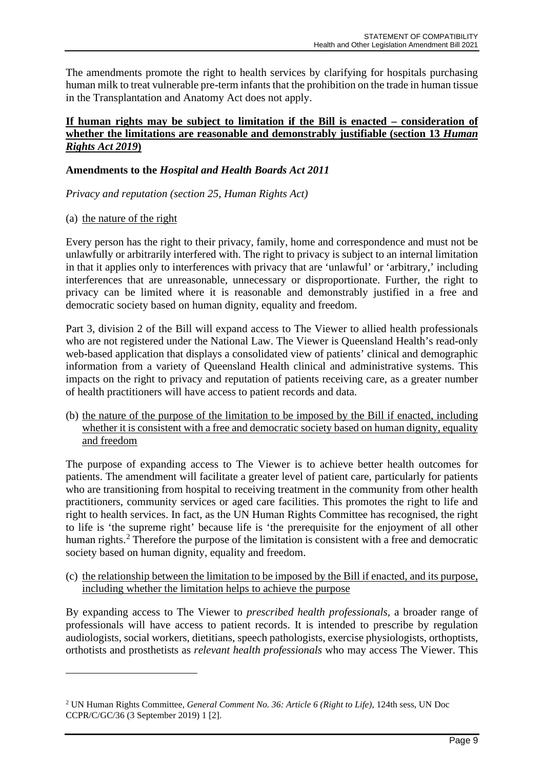The amendments promote the right to health services by clarifying for hospitals purchasing human milk to treat vulnerable pre-term infants that the prohibition on the trade in human tissue in the Transplantation and Anatomy Act does not apply.

**If human rights may be subject to limitation if the Bill is enacted – consideration of whether the limitations are reasonable and demonstrably justifiable (section 13 *Human Rights Act 2019*)**

**Amendments to the *Hospital and Health Boards Act 2011***

*Privacy and reputation (section 25, Human Rights Act)*

(a) the nature of the right

Every person has the right to their privacy, family, home and correspondence and must not be unlawfully or arbitrarily interfered with. The right to privacy is subject to an internal limitation in that it applies only to interferences with privacy that are 'unlawful' or 'arbitrary,' including interferences that are unreasonable, unnecessary or disproportionate. Further, the right to privacy can be limited where it is reasonable and demonstrably justified in a free and democratic society based on human dignity, equality and freedom.

Part 3, division 2 of the Bill will expand access to The Viewer to allied health professionals who are not registered under the National Law. The Viewer is Queensland Health's read-only web-based application that displays a consolidated view of patients' clinical and demographic information from a variety of Queensland Health clinical and administrative systems. This impacts on the right to privacy and reputation of patients receiving care, as a greater number of health practitioners will have access to patient records and data.

(b) the nature of the purpose of the limitation to be imposed by the Bill if enacted, including whether it is consistent with a free and democratic society based on human dignity, equality and freedom

The purpose of expanding access to The Viewer is to achieve better health outcomes for patients. The amendment will facilitate a greater level of patient care, particularly for patients who are transitioning from hospital to receiving treatment in the community from other health practitioners, community services or aged care facilities. This promotes the right to life and right to health services. In fact, as the UN Human Rights Committee has recognised, the right to life is 'the supreme right' because life is 'the prerequisite for the enjoyment of all other human rights.[2] Therefore the purpose of the limitation is consistent with a free and democratic society based on human dignity, equality and freedom.

(c) the relationship between the limitation to be imposed by the Bill if enacted, and its purpose, including whether the limitation helps to achieve the purpose

By expanding access to The Viewer to *prescribed health professionals*, a broader range of professionals will have access to patient records. It is intended to prescribe by regulation audiologists, social workers, dietitians, speech pathologists, exercise physiologists, orthoptists, orthotists and prosthetists as *relevant health professionals* who may access The Viewer. This

---

[2] UN Human Rights Committee, *General Comment No. 36: Article 6 (Right to Life)*, 124th sess, UN Doc CCPR/C/GC/36 (3 September 2019) 1 [2].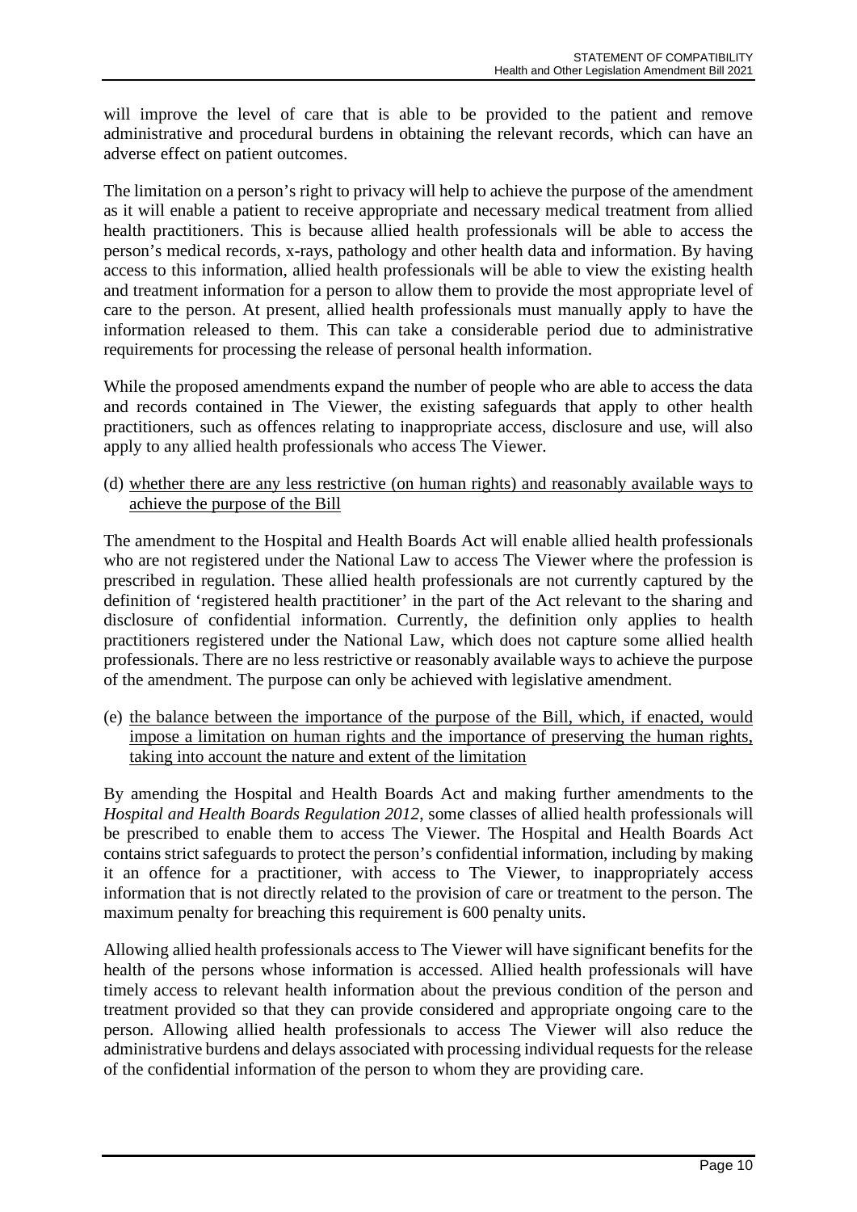will improve the level of care that is able to be provided to the patient and remove administrative and procedural burdens in obtaining the relevant records, which can have an adverse effect on patient outcomes.

The limitation on a person's right to privacy will help to achieve the purpose of the amendment as it will enable a patient to receive appropriate and necessary medical treatment from allied health practitioners. This is because allied health professionals will be able to access the person's medical records, x-rays, pathology and other health data and information. By having access to this information, allied health professionals will be able to view the existing health and treatment information for a person to allow them to provide the most appropriate level of care to the person. At present, allied health professionals must manually apply to have the information released to them. This can take a considerable period due to administrative requirements for processing the release of personal health information.

While the proposed amendments expand the number of people who are able to access the data and records contained in The Viewer, the existing safeguards that apply to other health practitioners, such as offences relating to inappropriate access, disclosure and use, will also apply to any allied health professionals who access The Viewer.

(d) <u>whether there are any less restrictive (on human rights) and reasonably available ways to achieve the purpose of the Bill</u>

The amendment to the Hospital and Health Boards Act will enable allied health professionals who are not registered under the National Law to access The Viewer where the profession is prescribed in regulation. These allied health professionals are not currently captured by the definition of 'registered health practitioner' in the part of the Act relevant to the sharing and disclosure of confidential information. Currently, the definition only applies to health practitioners registered under the National Law, which does not capture some allied health professionals. There are no less restrictive or reasonably available ways to achieve the purpose of the amendment. The purpose can only be achieved with legislative amendment.

(e) <u>the balance between the importance of the purpose of the Bill, which, if enacted, would impose a limitation on human rights and the importance of preserving the human rights, taking into account the nature and extent of the limitation</u>

By amending the Hospital and Health Boards Act and making further amendments to the *Hospital and Health Boards Regulation 2012*, some classes of allied health professionals will be prescribed to enable them to access The Viewer. The Hospital and Health Boards Act contains strict safeguards to protect the person's confidential information, including by making it an offence for a practitioner, with access to The Viewer, to inappropriately access information that is not directly related to the provision of care or treatment to the person. The maximum penalty for breaching this requirement is 600 penalty units.

Allowing allied health professionals access to The Viewer will have significant benefits for the health of the persons whose information is accessed. Allied health professionals will have timely access to relevant health information about the previous condition of the person and treatment provided so that they can provide considered and appropriate ongoing care to the person. Allowing allied health professionals to access The Viewer will also reduce the administrative burdens and delays associated with processing individual requests for the release of the confidential information of the person to whom they are providing care.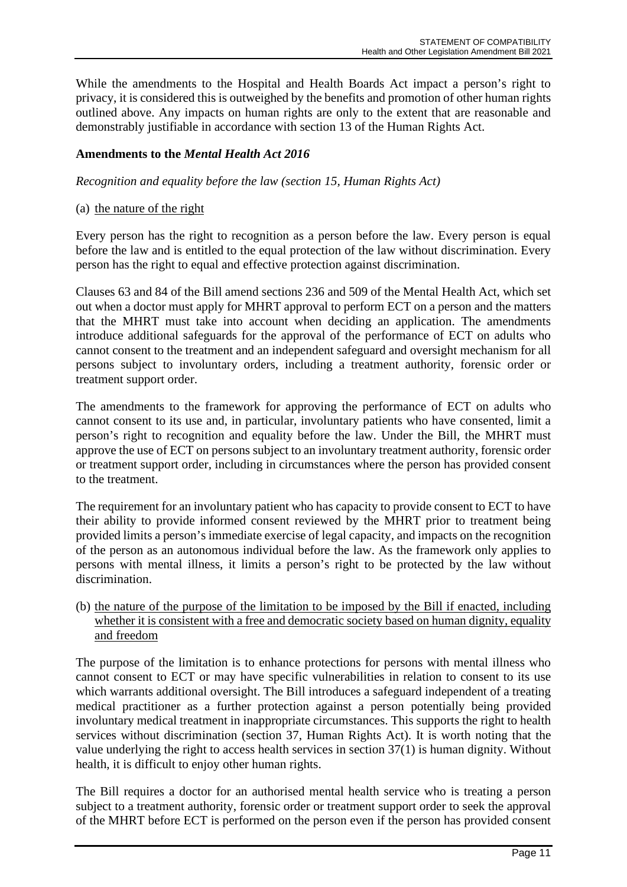While the amendments to the Hospital and Health Boards Act impact a person's right to privacy, it is considered this is outweighed by the benefits and promotion of other human rights outlined above. Any impacts on human rights are only to the extent that are reasonable and demonstrably justifiable in accordance with section 13 of the Human Rights Act.

**Amendments to the *Mental Health Act 2016***

*Recognition and equality before the law (section 15, Human Rights Act)*

(a) <u>the nature of the right</u>

Every person has the right to recognition as a person before the law. Every person is equal before the law and is entitled to the equal protection of the law without discrimination. Every person has the right to equal and effective protection against discrimination.

Clauses 63 and 84 of the Bill amend sections 236 and 509 of the Mental Health Act, which set out when a doctor must apply for MHRT approval to perform ECT on a person and the matters that the MHRT must take into account when deciding an application. The amendments introduce additional safeguards for the approval of the performance of ECT on adults who cannot consent to the treatment and an independent safeguard and oversight mechanism for all persons subject to involuntary orders, including a treatment authority, forensic order or treatment support order.

The amendments to the framework for approving the performance of ECT on adults who cannot consent to its use and, in particular, involuntary patients who have consented, limit a person's right to recognition and equality before the law. Under the Bill, the MHRT must approve the use of ECT on persons subject to an involuntary treatment authority, forensic order or treatment support order, including in circumstances where the person has provided consent to the treatment.

The requirement for an involuntary patient who has capacity to provide consent to ECT to have their ability to provide informed consent reviewed by the MHRT prior to treatment being provided limits a person's immediate exercise of legal capacity, and impacts on the recognition of the person as an autonomous individual before the law. As the framework only applies to persons with mental illness, it limits a person's right to be protected by the law without discrimination.

(b) <u>the nature of the purpose of the limitation to be imposed by the Bill if enacted, including whether it is consistent with a free and democratic society based on human dignity, equality and freedom</u>

The purpose of the limitation is to enhance protections for persons with mental illness who cannot consent to ECT or may have specific vulnerabilities in relation to consent to its use which warrants additional oversight. The Bill introduces a safeguard independent of a treating medical practitioner as a further protection against a person potentially being provided involuntary medical treatment in inappropriate circumstances. This supports the right to health services without discrimination (section 37, Human Rights Act). It is worth noting that the value underlying the right to access health services in section 37(1) is human dignity. Without health, it is difficult to enjoy other human rights.

The Bill requires a doctor for an authorised mental health service who is treating a person subject to a treatment authority, forensic order or treatment support order to seek the approval of the MHRT before ECT is performed on the person even if the person has provided consent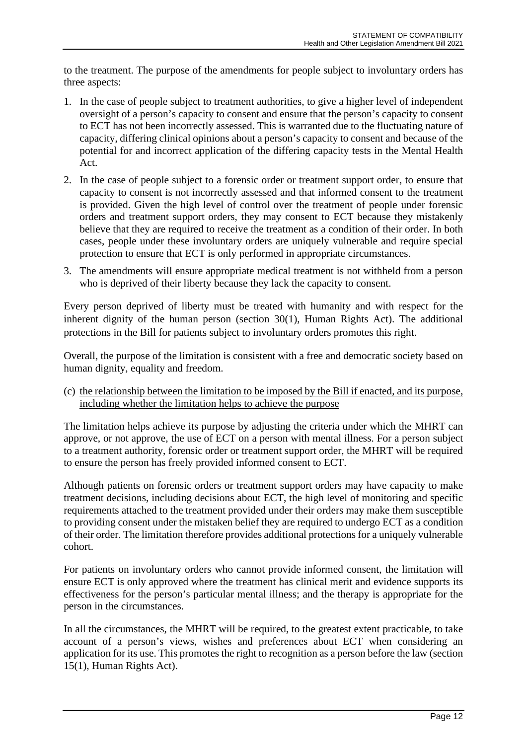to the treatment. The purpose of the amendments for people subject to involuntary orders has three aspects:

1. In the case of people subject to treatment authorities, to give a higher level of independent oversight of a person's capacity to consent and ensure that the person's capacity to consent to ECT has not been incorrectly assessed. This is warranted due to the fluctuating nature of capacity, differing clinical opinions about a person's capacity to consent and because of the potential for and incorrect application of the differing capacity tests in the Mental Health Act.
2. In the case of people subject to a forensic order or treatment support order, to ensure that capacity to consent is not incorrectly assessed and that informed consent to the treatment is provided. Given the high level of control over the treatment of people under forensic orders and treatment support orders, they may consent to ECT because they mistakenly believe that they are required to receive the treatment as a condition of their order. In both cases, people under these involuntary orders are uniquely vulnerable and require special protection to ensure that ECT is only performed in appropriate circumstances.
3. The amendments will ensure appropriate medical treatment is not withheld from a person who is deprived of their liberty because they lack the capacity to consent.

Every person deprived of liberty must be treated with humanity and with respect for the inherent dignity of the human person (section 30(1), Human Rights Act). The additional protections in the Bill for patients subject to involuntary orders promotes this right.

Overall, the purpose of the limitation is consistent with a free and democratic society based on human dignity, equality and freedom.

(c) <u>the relationship between the limitation to be imposed by the Bill if enacted, and its purpose, including whether the limitation helps to achieve the purpose</u>

The limitation helps achieve its purpose by adjusting the criteria under which the MHRT can approve, or not approve, the use of ECT on a person with mental illness. For a person subject to a treatment authority, forensic order or treatment support order, the MHRT will be required to ensure the person has freely provided informed consent to ECT.

Although patients on forensic orders or treatment support orders may have capacity to make treatment decisions, including decisions about ECT, the high level of monitoring and specific requirements attached to the treatment provided under their orders may make them susceptible to providing consent under the mistaken belief they are required to undergo ECT as a condition of their order. The limitation therefore provides additional protections for a uniquely vulnerable cohort.

For patients on involuntary orders who cannot provide informed consent, the limitation will ensure ECT is only approved where the treatment has clinical merit and evidence supports its effectiveness for the person's particular mental illness; and the therapy is appropriate for the person in the circumstances.

In all the circumstances, the MHRT will be required, to the greatest extent practicable, to take account of a person's views, wishes and preferences about ECT when considering an application for its use. This promotes the right to recognition as a person before the law (section 15(1), Human Rights Act).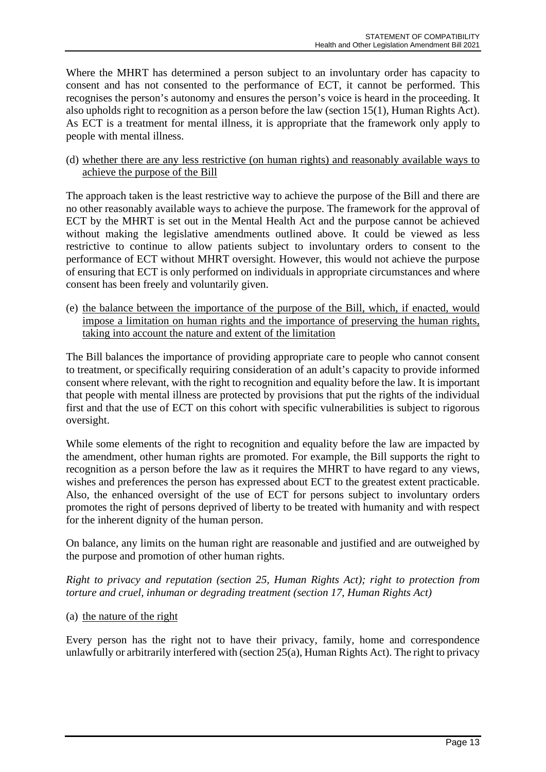Where the MHRT has determined a person subject to an involuntary order has capacity to consent and has not consented to the performance of ECT, it cannot be performed. This recognises the person's autonomy and ensures the person's voice is heard in the proceeding. It also upholds right to recognition as a person before the law (section 15(1), Human Rights Act). As ECT is a treatment for mental illness, it is appropriate that the framework only apply to people with mental illness.

(d) whether there are any less restrictive (on human rights) and reasonably available ways to achieve the purpose of the Bill

The approach taken is the least restrictive way to achieve the purpose of the Bill and there are no other reasonably available ways to achieve the purpose. The framework for the approval of ECT by the MHRT is set out in the Mental Health Act and the purpose cannot be achieved without making the legislative amendments outlined above. It could be viewed as less restrictive to continue to allow patients subject to involuntary orders to consent to the performance of ECT without MHRT oversight. However, this would not achieve the purpose of ensuring that ECT is only performed on individuals in appropriate circumstances and where consent has been freely and voluntarily given.

(e) the balance between the importance of the purpose of the Bill, which, if enacted, would impose a limitation on human rights and the importance of preserving the human rights, taking into account the nature and extent of the limitation

The Bill balances the importance of providing appropriate care to people who cannot consent to treatment, or specifically requiring consideration of an adult's capacity to provide informed consent where relevant, with the right to recognition and equality before the law. It is important that people with mental illness are protected by provisions that put the rights of the individual first and that the use of ECT on this cohort with specific vulnerabilities is subject to rigorous oversight.

While some elements of the right to recognition and equality before the law are impacted by the amendment, other human rights are promoted. For example, the Bill supports the right to recognition as a person before the law as it requires the MHRT to have regard to any views, wishes and preferences the person has expressed about ECT to the greatest extent practicable. Also, the enhanced oversight of the use of ECT for persons subject to involuntary orders promotes the right of persons deprived of liberty to be treated with humanity and with respect for the inherent dignity of the human person.

On balance, any limits on the human right are reasonable and justified and are outweighed by the purpose and promotion of other human rights.

*Right to privacy and reputation (section 25, Human Rights Act); right to protection from torture and cruel, inhuman or degrading treatment (section 17, Human Rights Act)*

(a) the nature of the right

Every person has the right not to have their privacy, family, home and correspondence unlawfully or arbitrarily interfered with (section 25(a), Human Rights Act). The right to privacy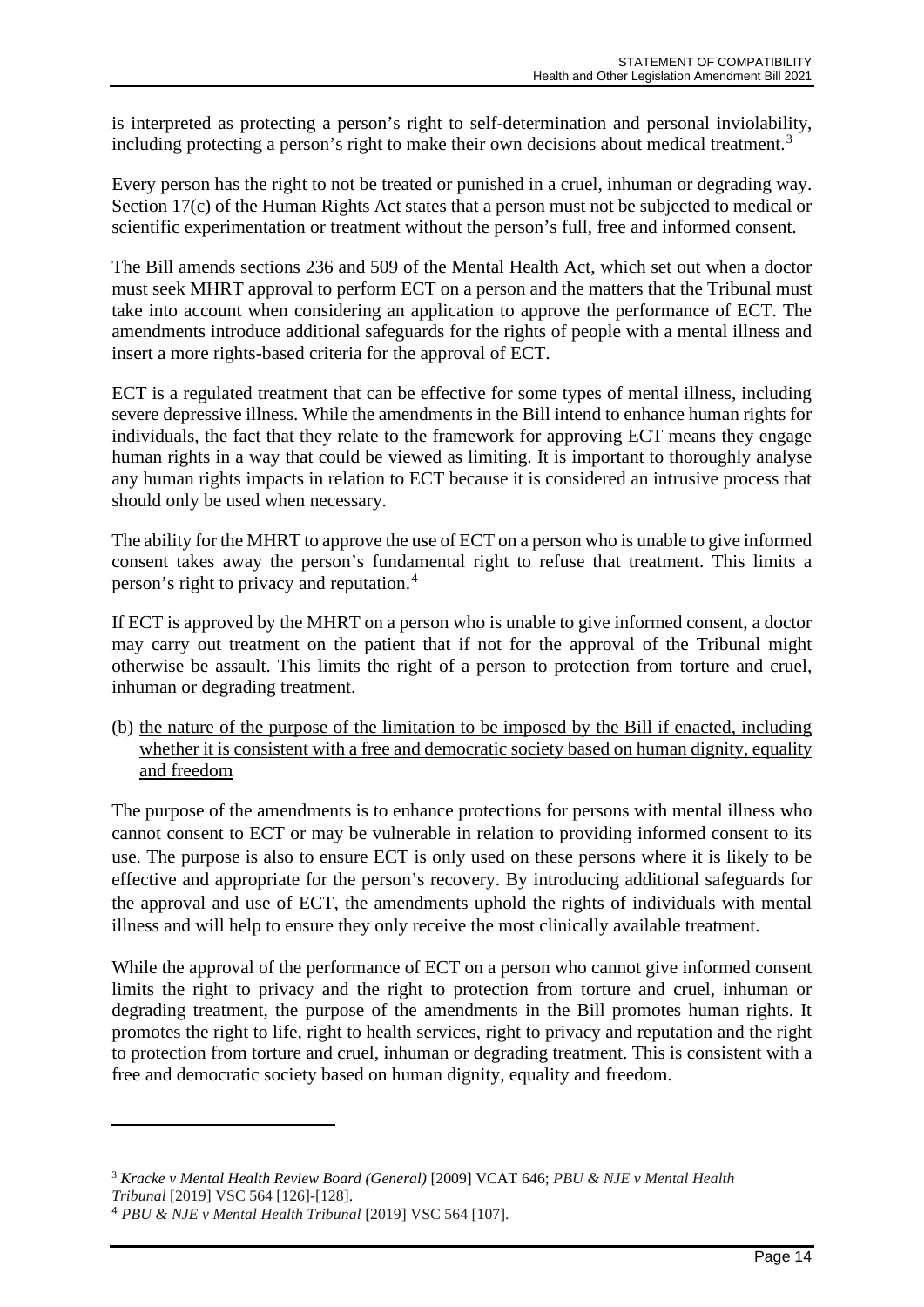is interpreted as protecting a person's right to self-determination and personal inviolability, including protecting a person's right to make their own decisions about medical treatment.[3]

Every person has the right to not be treated or punished in a cruel, inhuman or degrading way. Section 17(c) of the Human Rights Act states that a person must not be subjected to medical or scientific experimentation or treatment without the person's full, free and informed consent.

The Bill amends sections 236 and 509 of the Mental Health Act, which set out when a doctor must seek MHRT approval to perform ECT on a person and the matters that the Tribunal must take into account when considering an application to approve the performance of ECT. The amendments introduce additional safeguards for the rights of people with a mental illness and insert a more rights-based criteria for the approval of ECT.

ECT is a regulated treatment that can be effective for some types of mental illness, including severe depressive illness. While the amendments in the Bill intend to enhance human rights for individuals, the fact that they relate to the framework for approving ECT means they engage human rights in a way that could be viewed as limiting. It is important to thoroughly analyse any human rights impacts in relation to ECT because it is considered an intrusive process that should only be used when necessary.

The ability for the MHRT to approve the use of ECT on a person who is unable to give informed consent takes away the person's fundamental right to refuse that treatment. This limits a person's right to privacy and reputation.[4]

If ECT is approved by the MHRT on a person who is unable to give informed consent, a doctor may carry out treatment on the patient that if not for the approval of the Tribunal might otherwise be assault. This limits the right of a person to protection from torture and cruel, inhuman or degrading treatment.

(b) <u>the nature of the purpose of the limitation to be imposed by the Bill if enacted, including whether it is consistent with a free and democratic society based on human dignity, equality and freedom</u>

The purpose of the amendments is to enhance protections for persons with mental illness who cannot consent to ECT or may be vulnerable in relation to providing informed consent to its use. The purpose is also to ensure ECT is only used on these persons where it is likely to be effective and appropriate for the person's recovery. By introducing additional safeguards for the approval and use of ECT, the amendments uphold the rights of individuals with mental illness and will help to ensure they only receive the most clinically available treatment.

While the approval of the performance of ECT on a person who cannot give informed consent limits the right to privacy and the right to protection from torture and cruel, inhuman or degrading treatment, the purpose of the amendments in the Bill promotes human rights. It promotes the right to life, right to health services, right to privacy and reputation and the right to protection from torture and cruel, inhuman or degrading treatment. This is consistent with a free and democratic society based on human dignity, equality and freedom.

---

[3] *Kracke v Mental Health Review Board (General)* [2009] VCAT 646; *PBU & NJE v Mental Health Tribunal* [2019] VSC 564 [126]-[128].

[4] *PBU & NJE v Mental Health Tribunal* [2019] VSC 564 [107].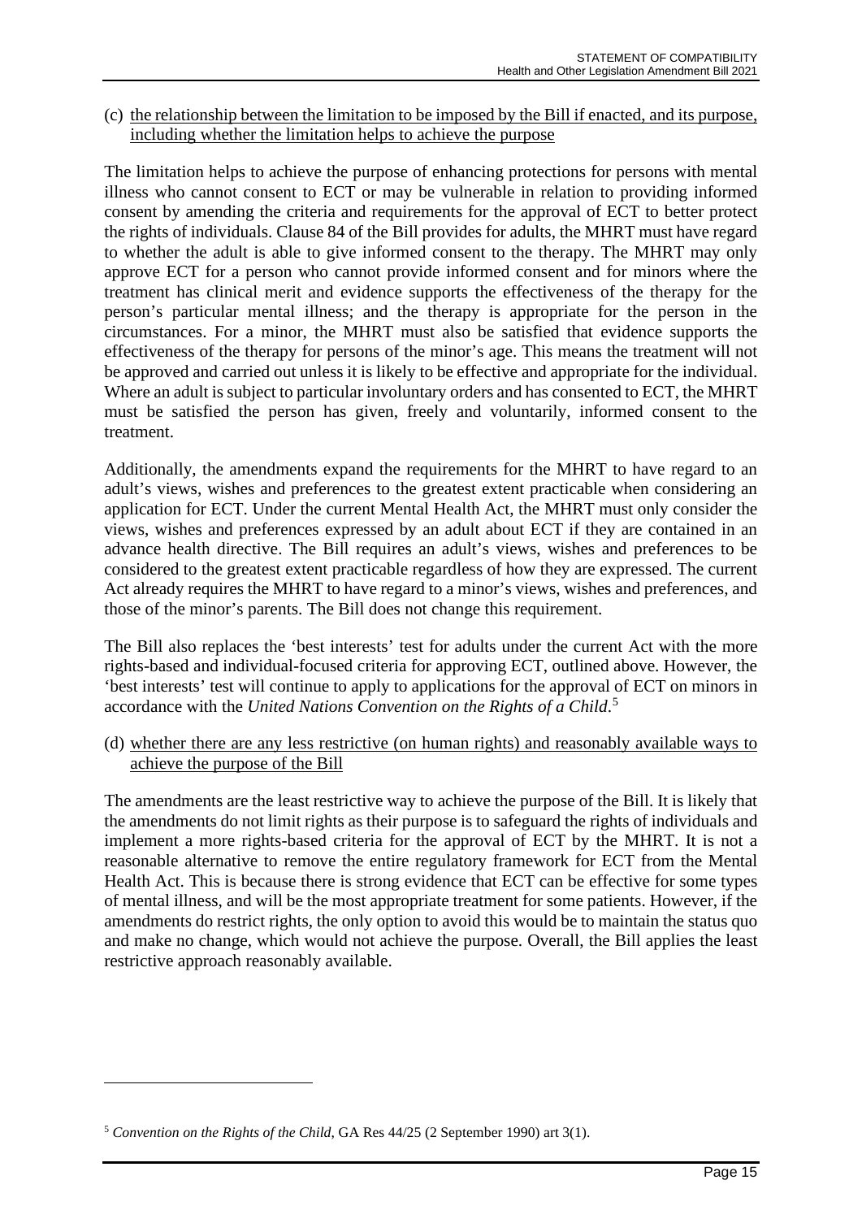(c) <u>the relationship between the limitation to be imposed by the Bill if enacted, and its purpose, including whether the limitation helps to achieve the purpose</u>

The limitation helps to achieve the purpose of enhancing protections for persons with mental illness who cannot consent to ECT or may be vulnerable in relation to providing informed consent by amending the criteria and requirements for the approval of ECT to better protect the rights of individuals. Clause 84 of the Bill provides for adults, the MHRT must have regard to whether the adult is able to give informed consent to the therapy. The MHRT may only approve ECT for a person who cannot provide informed consent and for minors where the treatment has clinical merit and evidence supports the effectiveness of the therapy for the person's particular mental illness; and the therapy is appropriate for the person in the circumstances. For a minor, the MHRT must also be satisfied that evidence supports the effectiveness of the therapy for persons of the minor's age. This means the treatment will not be approved and carried out unless it is likely to be effective and appropriate for the individual. Where an adult is subject to particular involuntary orders and has consented to ECT, the MHRT must be satisfied the person has given, freely and voluntarily, informed consent to the treatment.

Additionally, the amendments expand the requirements for the MHRT to have regard to an adult's views, wishes and preferences to the greatest extent practicable when considering an application for ECT. Under the current Mental Health Act, the MHRT must only consider the views, wishes and preferences expressed by an adult about ECT if they are contained in an advance health directive. The Bill requires an adult's views, wishes and preferences to be considered to the greatest extent practicable regardless of how they are expressed. The current Act already requires the MHRT to have regard to a minor's views, wishes and preferences, and those of the minor's parents. The Bill does not change this requirement.

The Bill also replaces the 'best interests' test for adults under the current Act with the more rights-based and individual-focused criteria for approving ECT, outlined above. However, the 'best interests' test will continue to apply to applications for the approval of ECT on minors in accordance with the *United Nations Convention on the Rights of a Child*.[5]

(d) <u>whether there are any less restrictive (on human rights) and reasonably available ways to achieve the purpose of the Bill</u>

The amendments are the least restrictive way to achieve the purpose of the Bill. It is likely that the amendments do not limit rights as their purpose is to safeguard the rights of individuals and implement a more rights-based criteria for the approval of ECT by the MHRT. It is not a reasonable alternative to remove the entire regulatory framework for ECT from the Mental Health Act. This is because there is strong evidence that ECT can be effective for some types of mental illness, and will be the most appropriate treatment for some patients. However, if the amendments do restrict rights, the only option to avoid this would be to maintain the status quo and make no change, which would not achieve the purpose. Overall, the Bill applies the least restrictive approach reasonably available.

---

[5] *Convention on the Rights of the Child*, GA Res 44/25 (2 September 1990) art 3(1).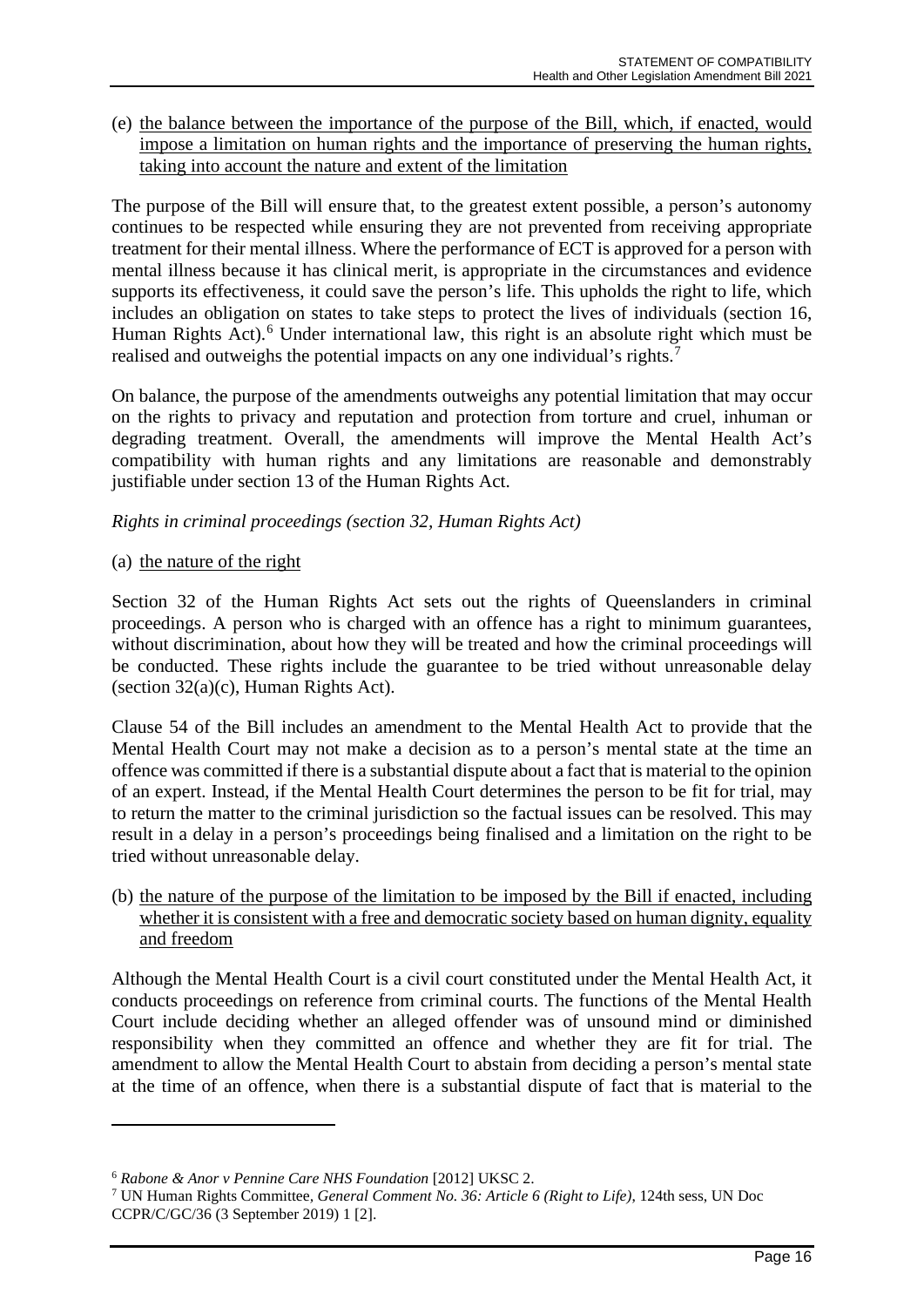(e) <u>the balance between the importance of the purpose of the Bill, which, if enacted, would impose a limitation on human rights and the importance of preserving the human rights, taking into account the nature and extent of the limitation</u>

The purpose of the Bill will ensure that, to the greatest extent possible, a person's autonomy continues to be respected while ensuring they are not prevented from receiving appropriate treatment for their mental illness. Where the performance of ECT is approved for a person with mental illness because it has clinical merit, is appropriate in the circumstances and evidence supports its effectiveness, it could save the person's life. This upholds the right to life, which includes an obligation on states to take steps to protect the lives of individuals (section 16, Human Rights Act).[6] Under international law, this right is an absolute right which must be realised and outweighs the potential impacts on any one individual's rights.[7]

On balance, the purpose of the amendments outweighs any potential limitation that may occur on the rights to privacy and reputation and protection from torture and cruel, inhuman or degrading treatment. Overall, the amendments will improve the Mental Health Act's compatibility with human rights and any limitations are reasonable and demonstrably justifiable under section 13 of the Human Rights Act.

*Rights in criminal proceedings (section 32, Human Rights Act)*

(a) <u>the nature of the right</u>

Section 32 of the Human Rights Act sets out the rights of Queenslanders in criminal proceedings. A person who is charged with an offence has a right to minimum guarantees, without discrimination, about how they will be treated and how the criminal proceedings will be conducted. These rights include the guarantee to be tried without unreasonable delay (section 32(a)(c), Human Rights Act).

Clause 54 of the Bill includes an amendment to the Mental Health Act to provide that the Mental Health Court may not make a decision as to a person's mental state at the time an offence was committed if there is a substantial dispute about a fact that is material to the opinion of an expert. Instead, if the Mental Health Court determines the person to be fit for trial, may to return the matter to the criminal jurisdiction so the factual issues can be resolved. This may result in a delay in a person's proceedings being finalised and a limitation on the right to be tried without unreasonable delay.

(b) <u>the nature of the purpose of the limitation to be imposed by the Bill if enacted, including whether it is consistent with a free and democratic society based on human dignity, equality and freedom</u>

Although the Mental Health Court is a civil court constituted under the Mental Health Act, it conducts proceedings on reference from criminal courts. The functions of the Mental Health Court include deciding whether an alleged offender was of unsound mind or diminished responsibility when they committed an offence and whether they are fit for trial. The amendment to allow the Mental Health Court to abstain from deciding a person's mental state at the time of an offence, when there is a substantial dispute of fact that is material to the

---

[6] *Rabone & Anor v Pennine Care NHS Foundation* [2012] UKSC 2.

[7] UN Human Rights Committee, *General Comment No. 36: Article 6 (Right to Life)*, 124th sess, UN Doc CCPR/C/GC/36 (3 September 2019) 1 [2].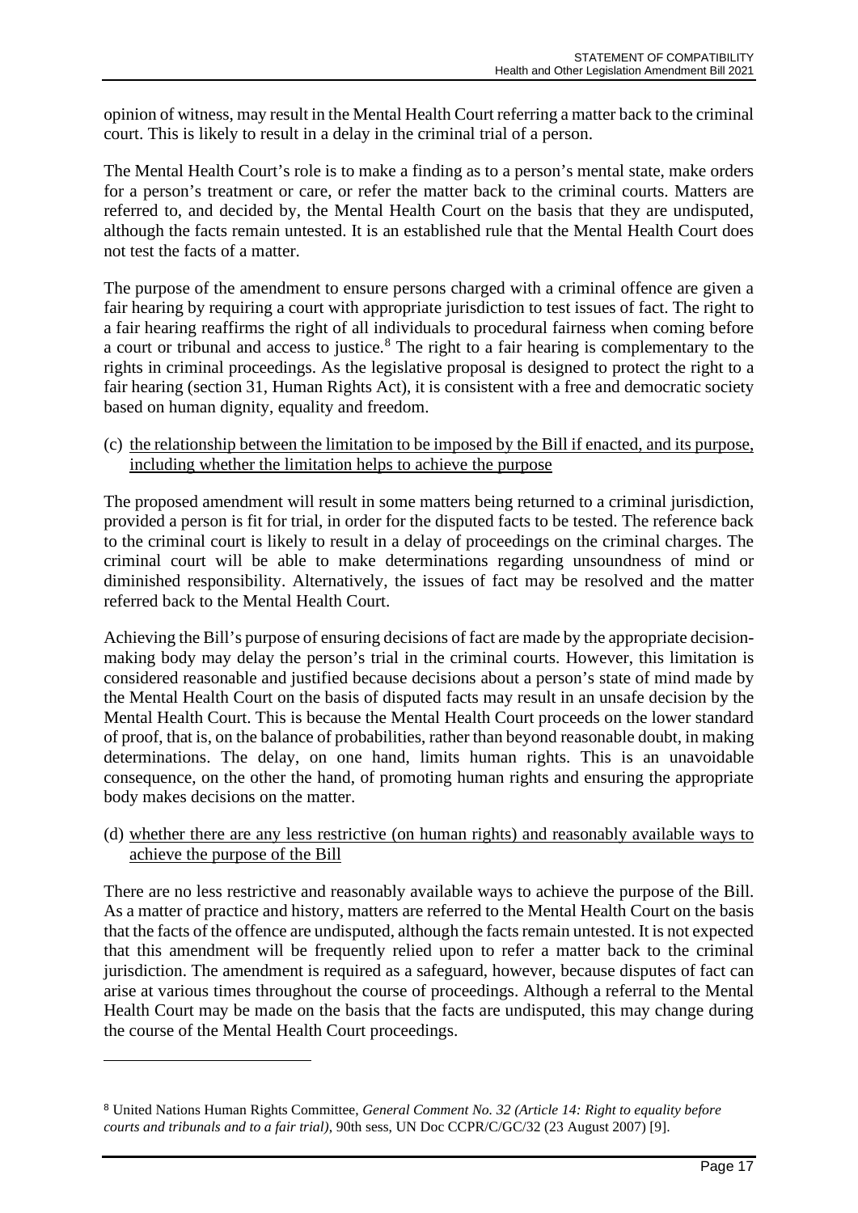opinion of witness, may result in the Mental Health Court referring a matter back to the criminal court. This is likely to result in a delay in the criminal trial of a person.

The Mental Health Court's role is to make a finding as to a person's mental state, make orders for a person's treatment or care, or refer the matter back to the criminal courts. Matters are referred to, and decided by, the Mental Health Court on the basis that they are undisputed, although the facts remain untested. It is an established rule that the Mental Health Court does not test the facts of a matter.

The purpose of the amendment to ensure persons charged with a criminal offence are given a fair hearing by requiring a court with appropriate jurisdiction to test issues of fact. The right to a fair hearing reaffirms the right of all individuals to procedural fairness when coming before a court or tribunal and access to justice.[8] The right to a fair hearing is complementary to the rights in criminal proceedings. As the legislative proposal is designed to protect the right to a fair hearing (section 31, Human Rights Act), it is consistent with a free and democratic society based on human dignity, equality and freedom.

(c) <u>the relationship between the limitation to be imposed by the Bill if enacted, and its purpose, including whether the limitation helps to achieve the purpose</u>

The proposed amendment will result in some matters being returned to a criminal jurisdiction, provided a person is fit for trial, in order for the disputed facts to be tested. The reference back to the criminal court is likely to result in a delay of proceedings on the criminal charges. The criminal court will be able to make determinations regarding unsoundness of mind or diminished responsibility. Alternatively, the issues of fact may be resolved and the matter referred back to the Mental Health Court.

Achieving the Bill's purpose of ensuring decisions of fact are made by the appropriate decision-making body may delay the person's trial in the criminal courts. However, this limitation is considered reasonable and justified because decisions about a person's state of mind made by the Mental Health Court on the basis of disputed facts may result in an unsafe decision by the Mental Health Court. This is because the Mental Health Court proceeds on the lower standard of proof, that is, on the balance of probabilities, rather than beyond reasonable doubt, in making determinations. The delay, on one hand, limits human rights. This is an unavoidable consequence, on the other the hand, of promoting human rights and ensuring the appropriate body makes decisions on the matter.

(d) <u>whether there are any less restrictive (on human rights) and reasonably available ways to achieve the purpose of the Bill</u>

There are no less restrictive and reasonably available ways to achieve the purpose of the Bill. As a matter of practice and history, matters are referred to the Mental Health Court on the basis that the facts of the offence are undisputed, although the facts remain untested. It is not expected that this amendment will be frequently relied upon to refer a matter back to the criminal jurisdiction. The amendment is required as a safeguard, however, because disputes of fact can arise at various times throughout the course of proceedings. Although a referral to the Mental Health Court may be made on the basis that the facts are undisputed, this may change during the course of the Mental Health Court proceedings.

---

[8] United Nations Human Rights Committee, *General Comment No. 32 (Article 14: Right to equality before courts and tribunals and to a fair trial)*, 90th sess, UN Doc CCPR/C/GC/32 (23 August 2007) [9].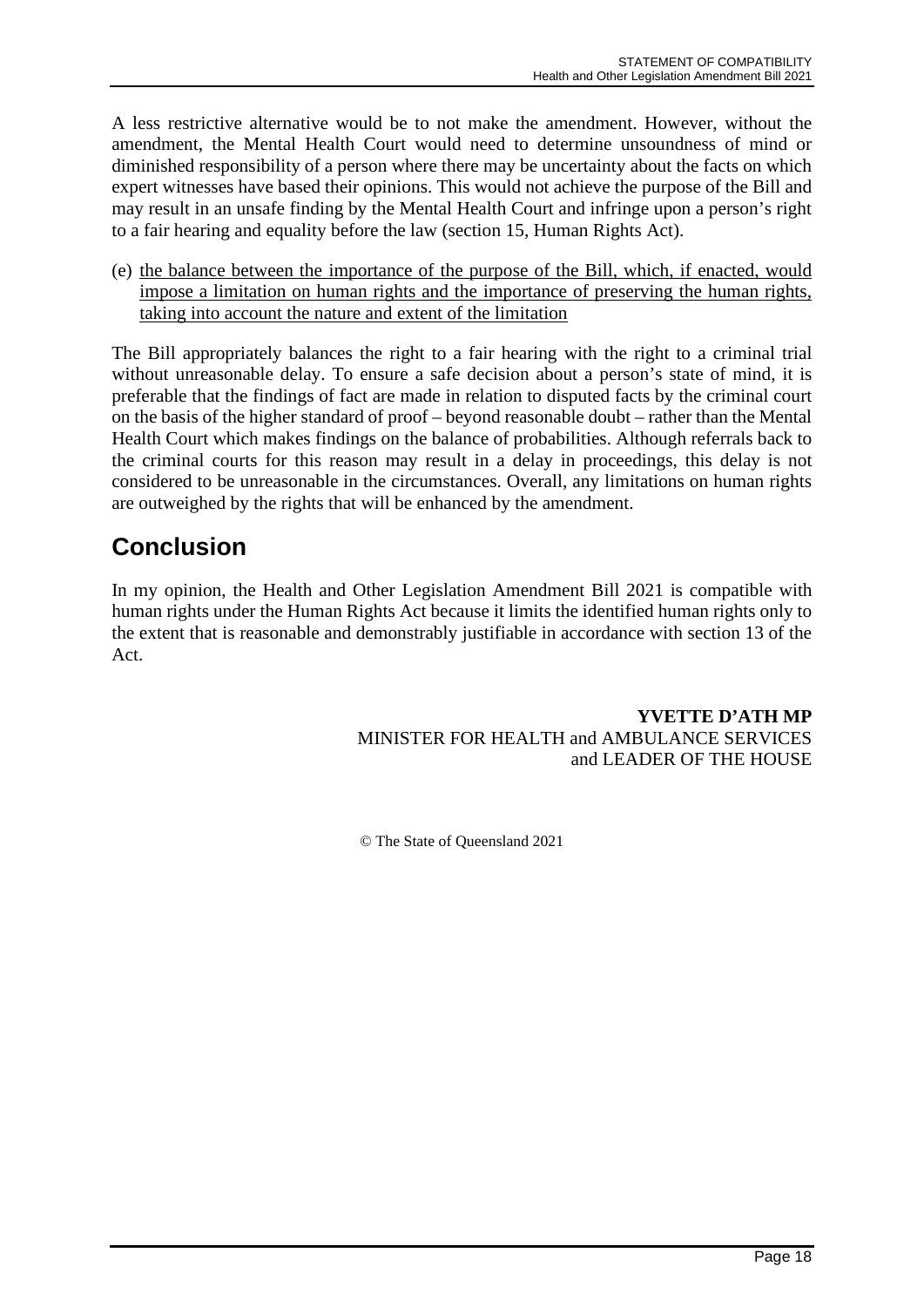A less restrictive alternative would be to not make the amendment. However, without the amendment, the Mental Health Court would need to determine unsoundness of mind or diminished responsibility of a person where there may be uncertainty about the facts on which expert witnesses have based their opinions. This would not achieve the purpose of the Bill and may result in an unsafe finding by the Mental Health Court and infringe upon a person's right to a fair hearing and equality before the law (section 15, Human Rights Act).

(e) <u>the balance between the importance of the purpose of the Bill, which, if enacted, would impose a limitation on human rights and the importance of preserving the human rights, taking into account the nature and extent of the limitation</u>

The Bill appropriately balances the right to a fair hearing with the right to a criminal trial without unreasonable delay. To ensure a safe decision about a person's state of mind, it is preferable that the findings of fact are made in relation to disputed facts by the criminal court on the basis of the higher standard of proof – beyond reasonable doubt – rather than the Mental Health Court which makes findings on the balance of probabilities. Although referrals back to the criminal courts for this reason may result in a delay in proceedings, this delay is not considered to be unreasonable in the circumstances. Overall, any limitations on human rights are outweighed by the rights that will be enhanced by the amendment.

## Conclusion

In my opinion, the Health and Other Legislation Amendment Bill 2021 is compatible with human rights under the Human Rights Act because it limits the identified human rights only to the extent that is reasonable and demonstrably justifiable in accordance with section 13 of the Act.

**YVETTE D'ATH MP**
MINISTER FOR HEALTH and AMBULANCE SERVICES
and LEADER OF THE HOUSE

© The State of Queensland 2021